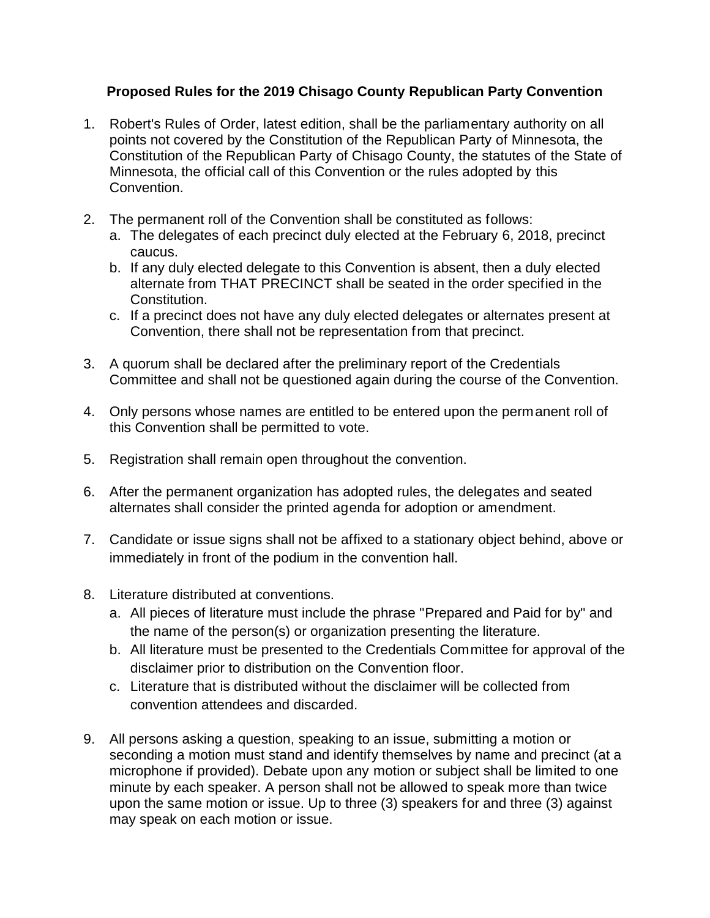**Proposed Rules for the 2019 Chisago County Republican Party Convention**

1. Robert's Rules of Order, latest edition, shall be the parliamentary authority on all points not covered by the Constitution of the Republican Party of Minnesota, the Constitution of the Republican Party of Chisago County, the statutes of the State of Minnesota, the official call of this Convention or the rules adopted by this Convention.

2. The permanent roll of the Convention shall be constituted as follows:
   a. The delegates of each precinct duly elected at the February 6, 2018, precinct caucus.
   b. If any duly elected delegate to this Convention is absent, then a duly elected alternate from THAT PRECINCT shall be seated in the order specified in the Constitution.
   c. If a precinct does not have any duly elected delegates or alternates present at Convention, there shall not be representation from that precinct.

3. A quorum shall be declared after the preliminary report of the Credentials Committee and shall not be questioned again during the course of the Convention.

4. Only persons whose names are entitled to be entered upon the permanent roll of this Convention shall be permitted to vote.

5. Registration shall remain open throughout the convention.

6. After the permanent organization has adopted rules, the delegates and seated alternates shall consider the printed agenda for adoption or amendment.

7. Candidate or issue signs shall not be affixed to a stationary object behind, above or immediately in front of the podium in the convention hall.

8. Literature distributed at conventions.
   a. All pieces of literature must include the phrase "Prepared and Paid for by" and the name of the person(s) or organization presenting the literature.
   b. All literature must be presented to the Credentials Committee for approval of the disclaimer prior to distribution on the Convention floor.
   c. Literature that is distributed without the disclaimer will be collected from convention attendees and discarded.

9. All persons asking a question, speaking to an issue, submitting a motion or seconding a motion must stand and identify themselves by name and precinct (at a microphone if provided). Debate upon any motion or subject shall be limited to one minute by each speaker. A person shall not be allowed to speak more than twice upon the same motion or issue. Up to three (3) speakers for and three (3) against may speak on each motion or issue.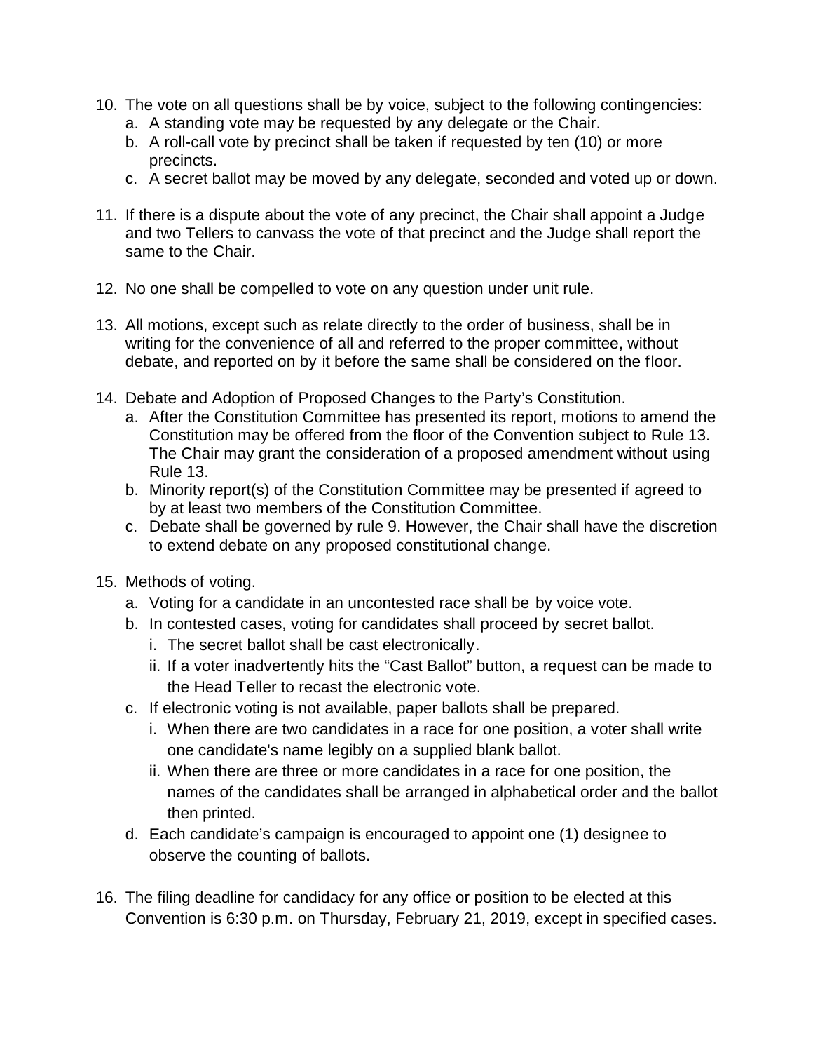10. The vote on all questions shall be by voice, subject to the following contingencies:
    a. A standing vote may be requested by any delegate or the Chair.
    b. A roll-call vote by precinct shall be taken if requested by ten (10) or more precincts.
    c. A secret ballot may be moved by any delegate, seconded and voted up or down.

11. If there is a dispute about the vote of any precinct, the Chair shall appoint a Judge and two Tellers to canvass the vote of that precinct and the Judge shall report the same to the Chair.

12. No one shall be compelled to vote on any question under unit rule.

13. All motions, except such as relate directly to the order of business, shall be in writing for the convenience of all and referred to the proper committee, without debate, and reported on by it before the same shall be considered on the floor.

14. Debate and Adoption of Proposed Changes to the Party's Constitution.
    a. After the Constitution Committee has presented its report, motions to amend the Constitution may be offered from the floor of the Convention subject to Rule 13. The Chair may grant the consideration of a proposed amendment without using Rule 13.
    b. Minority report(s) of the Constitution Committee may be presented if agreed to by at least two members of the Constitution Committee.
    c. Debate shall be governed by rule 9. However, the Chair shall have the discretion to extend debate on any proposed constitutional change.

15. Methods of voting.
    a. Voting for a candidate in an uncontested race shall be by voice vote.
    b. In contested cases, voting for candidates shall proceed by secret ballot.
       i. The secret ballot shall be cast electronically.
       ii. If a voter inadvertently hits the "Cast Ballot" button, a request can be made to the Head Teller to recast the electronic vote.
    c. If electronic voting is not available, paper ballots shall be prepared.
       i. When there are two candidates in a race for one position, a voter shall write one candidate's name legibly on a supplied blank ballot.
       ii. When there are three or more candidates in a race for one position, the names of the candidates shall be arranged in alphabetical order and the ballot then printed.
    d. Each candidate's campaign is encouraged to appoint one (1) designee to observe the counting of ballots.

16. The filing deadline for candidacy for any office or position to be elected at this Convention is 6:30 p.m. on Thursday, February 21, 2019, except in specified cases.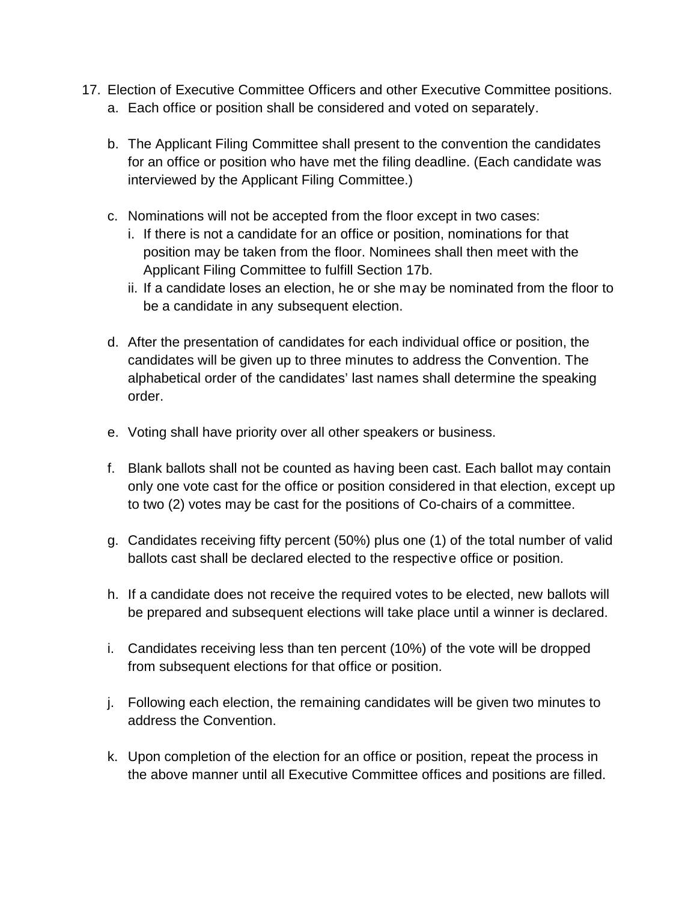17. Election of Executive Committee Officers and other Executive Committee positions.
    a. Each office or position shall be considered and voted on separately.

    b. The Applicant Filing Committee shall present to the convention the candidates for an office or position who have met the filing deadline. (Each candidate was interviewed by the Applicant Filing Committee.)

    c. Nominations will not be accepted from the floor except in two cases:
        i. If there is not a candidate for an office or position, nominations for that position may be taken from the floor. Nominees shall then meet with the Applicant Filing Committee to fulfill Section 17b.
        ii. If a candidate loses an election, he or she may be nominated from the floor to be a candidate in any subsequent election.

    d. After the presentation of candidates for each individual office or position, the candidates will be given up to three minutes to address the Convention. The alphabetical order of the candidates' last names shall determine the speaking order.

    e. Voting shall have priority over all other speakers or business.

    f. Blank ballots shall not be counted as having been cast. Each ballot may contain only one vote cast for the office or position considered in that election, except up to two (2) votes may be cast for the positions of Co-chairs of a committee.

    g. Candidates receiving fifty percent (50%) plus one (1) of the total number of valid ballots cast shall be declared elected to the respective office or position.

    h. If a candidate does not receive the required votes to be elected, new ballots will be prepared and subsequent elections will take place until a winner is declared.

    i. Candidates receiving less than ten percent (10%) of the vote will be dropped from subsequent elections for that office or position.

    j. Following each election, the remaining candidates will be given two minutes to address the Convention.

    k. Upon completion of the election for an office or position, repeat the process in the above manner until all Executive Committee offices and positions are filled.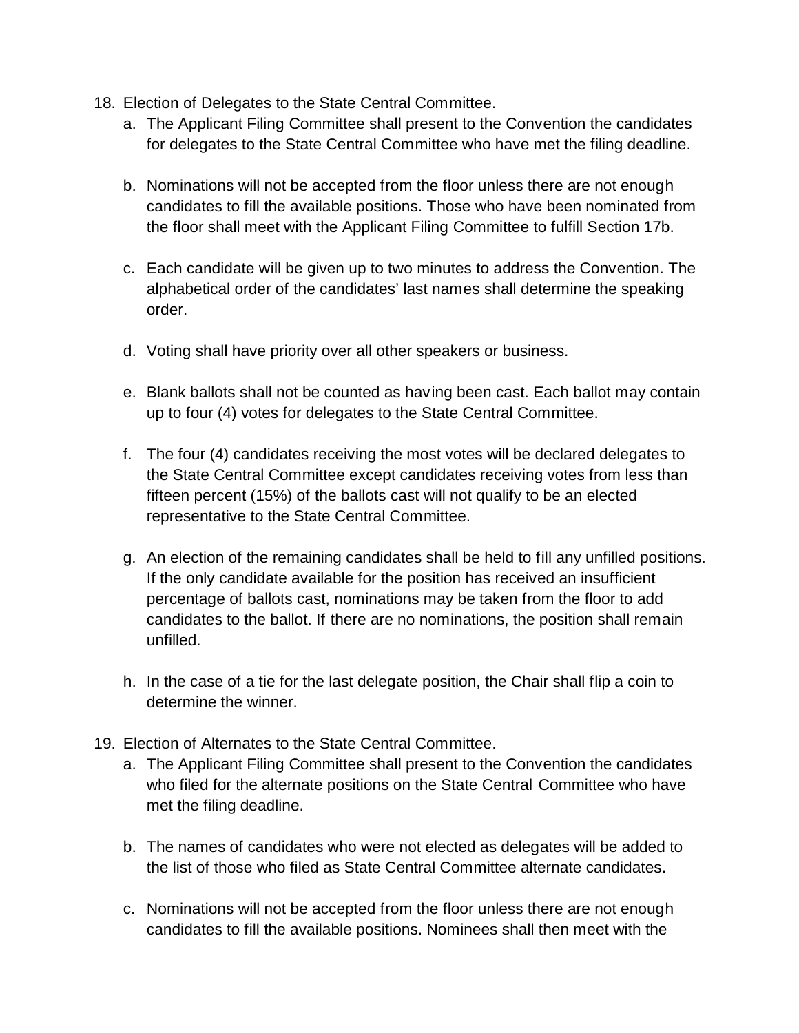18. Election of Delegates to the State Central Committee.
    a. The Applicant Filing Committee shall present to the Convention the candidates for delegates to the State Central Committee who have met the filing deadline.

    b. Nominations will not be accepted from the floor unless there are not enough candidates to fill the available positions. Those who have been nominated from the floor shall meet with the Applicant Filing Committee to fulfill Section 17b.

    c. Each candidate will be given up to two minutes to address the Convention. The alphabetical order of the candidates' last names shall determine the speaking order.

    d. Voting shall have priority over all other speakers or business.

    e. Blank ballots shall not be counted as having been cast. Each ballot may contain up to four (4) votes for delegates to the State Central Committee.

    f. The four (4) candidates receiving the most votes will be declared delegates to the State Central Committee except candidates receiving votes from less than fifteen percent (15%) of the ballots cast will not qualify to be an elected representative to the State Central Committee.

    g. An election of the remaining candidates shall be held to fill any unfilled positions. If the only candidate available for the position has received an insufficient percentage of ballots cast, nominations may be taken from the floor to add candidates to the ballot. If there are no nominations, the position shall remain unfilled.

    h. In the case of a tie for the last delegate position, the Chair shall flip a coin to determine the winner.

19. Election of Alternates to the State Central Committee.
    a. The Applicant Filing Committee shall present to the Convention the candidates who filed for the alternate positions on the State Central Committee who have met the filing deadline.

    b. The names of candidates who were not elected as delegates will be added to the list of those who filed as State Central Committee alternate candidates.

    c. Nominations will not be accepted from the floor unless there are not enough candidates to fill the available positions. Nominees shall then meet with the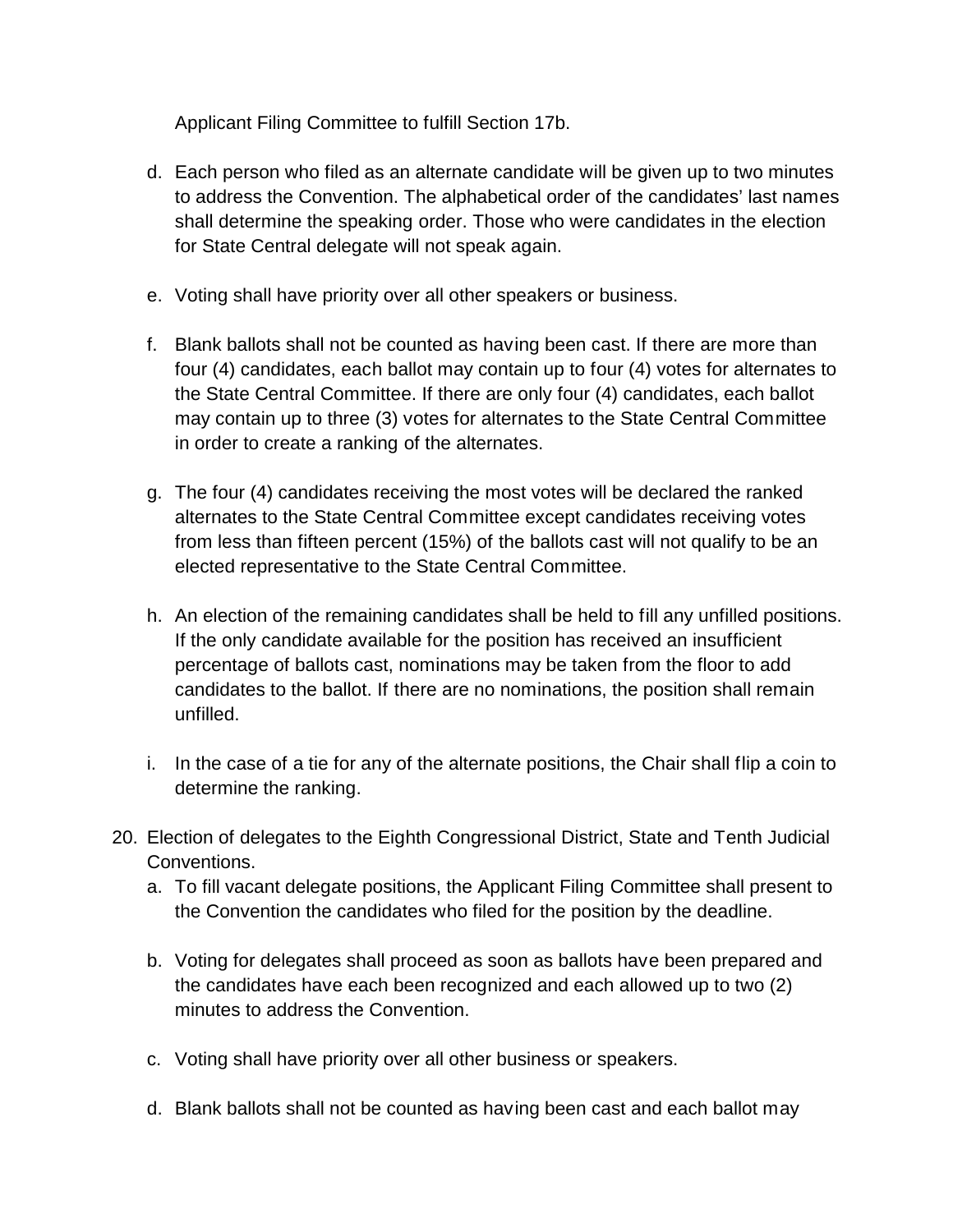Applicant Filing Committee to fulfill Section 17b.

d. Each person who filed as an alternate candidate will be given up to two minutes to address the Convention. The alphabetical order of the candidates' last names shall determine the speaking order. Those who were candidates in the election for State Central delegate will not speak again.

e. Voting shall have priority over all other speakers or business.

f. Blank ballots shall not be counted as having been cast. If there are more than four (4) candidates, each ballot may contain up to four (4) votes for alternates to the State Central Committee. If there are only four (4) candidates, each ballot may contain up to three (3) votes for alternates to the State Central Committee in order to create a ranking of the alternates.

g. The four (4) candidates receiving the most votes will be declared the ranked alternates to the State Central Committee except candidates receiving votes from less than fifteen percent (15%) of the ballots cast will not qualify to be an elected representative to the State Central Committee.

h. An election of the remaining candidates shall be held to fill any unfilled positions. If the only candidate available for the position has received an insufficient percentage of ballots cast, nominations may be taken from the floor to add candidates to the ballot. If there are no nominations, the position shall remain unfilled.

i. In the case of a tie for any of the alternate positions, the Chair shall flip a coin to determine the ranking.

20. Election of delegates to the Eighth Congressional District, State and Tenth Judicial Conventions.
    a. To fill vacant delegate positions, the Applicant Filing Committee shall present to the Convention the candidates who filed for the position by the deadline.

    b. Voting for delegates shall proceed as soon as ballots have been prepared and the candidates have each been recognized and each allowed up to two (2) minutes to address the Convention.

    c. Voting shall have priority over all other business or speakers.

    d. Blank ballots shall not be counted as having been cast and each ballot may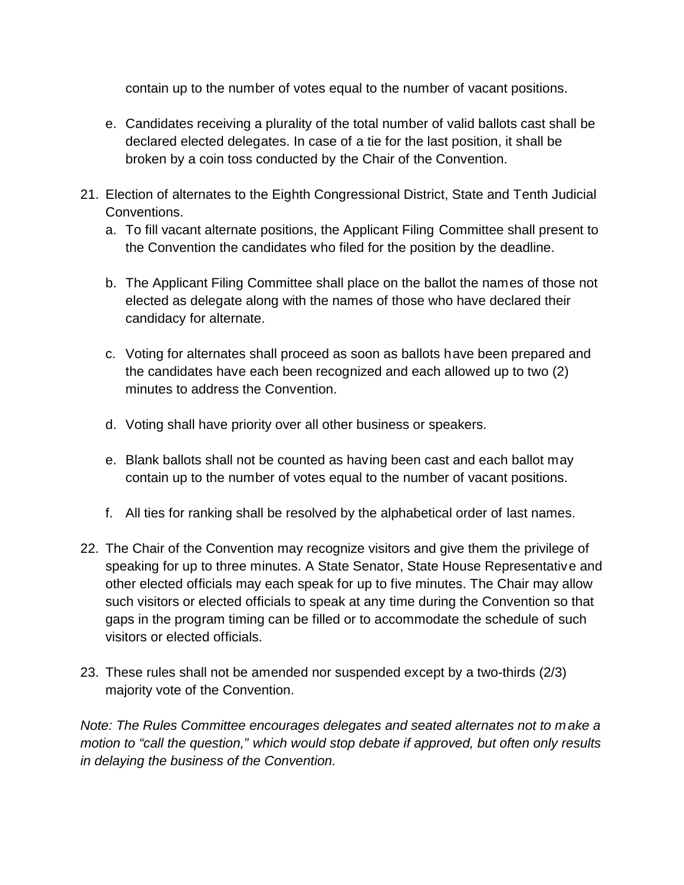contain up to the number of votes equal to the number of vacant positions.

e. Candidates receiving a plurality of the total number of valid ballots cast shall be declared elected delegates. In case of a tie for the last position, it shall be broken by a coin toss conducted by the Chair of the Convention.

21. Election of alternates to the Eighth Congressional District, State and Tenth Judicial Conventions.
    a. To fill vacant alternate positions, the Applicant Filing Committee shall present to the Convention the candidates who filed for the position by the deadline.

    b. The Applicant Filing Committee shall place on the ballot the names of those not elected as delegate along with the names of those who have declared their candidacy for alternate.

    c. Voting for alternates shall proceed as soon as ballots have been prepared and the candidates have each been recognized and each allowed up to two (2) minutes to address the Convention.

    d. Voting shall have priority over all other business or speakers.

    e. Blank ballots shall not be counted as having been cast and each ballot may contain up to the number of votes equal to the number of vacant positions.

    f. All ties for ranking shall be resolved by the alphabetical order of last names.

22. The Chair of the Convention may recognize visitors and give them the privilege of speaking for up to three minutes. A State Senator, State House Representative and other elected officials may each speak for up to five minutes. The Chair may allow such visitors or elected officials to speak at any time during the Convention so that gaps in the program timing can be filled or to accommodate the schedule of such visitors or elected officials.

23. These rules shall not be amended nor suspended except by a two-thirds (2/3) majority vote of the Convention.

*Note: The Rules Committee encourages delegates and seated alternates not to make a motion to "call the question," which would stop debate if approved, but often only results in delaying the business of the Convention.*